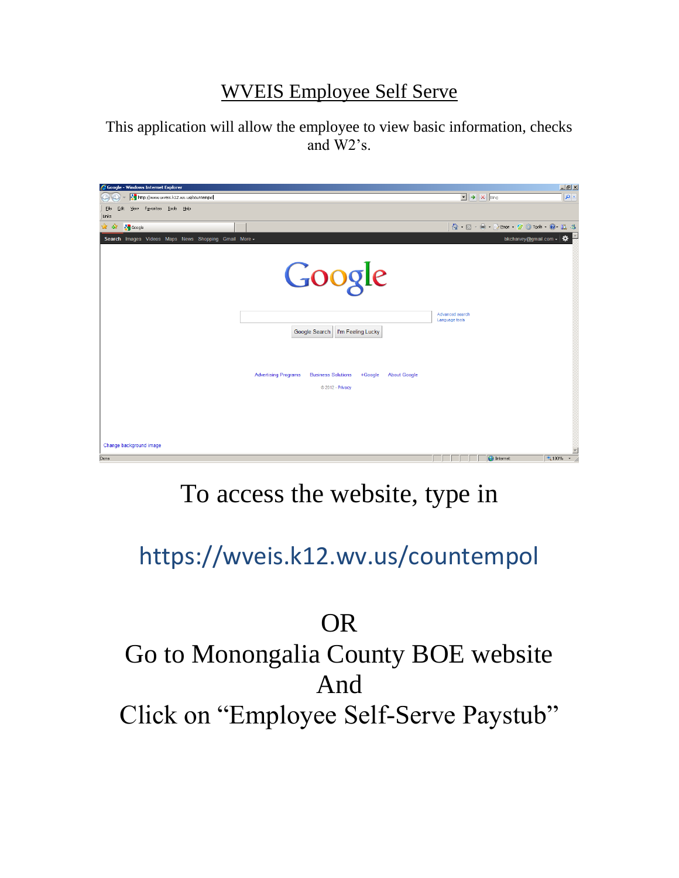# WVEIS Employee Self Serve

This application will allow the employee to view basic information, checks and W2's.

To access the website, type in

https://wveis.k12.wv.us/countempol

OR

Go to Monongalia County BOE website

And

Click on "Employee Self-Serve Paystub"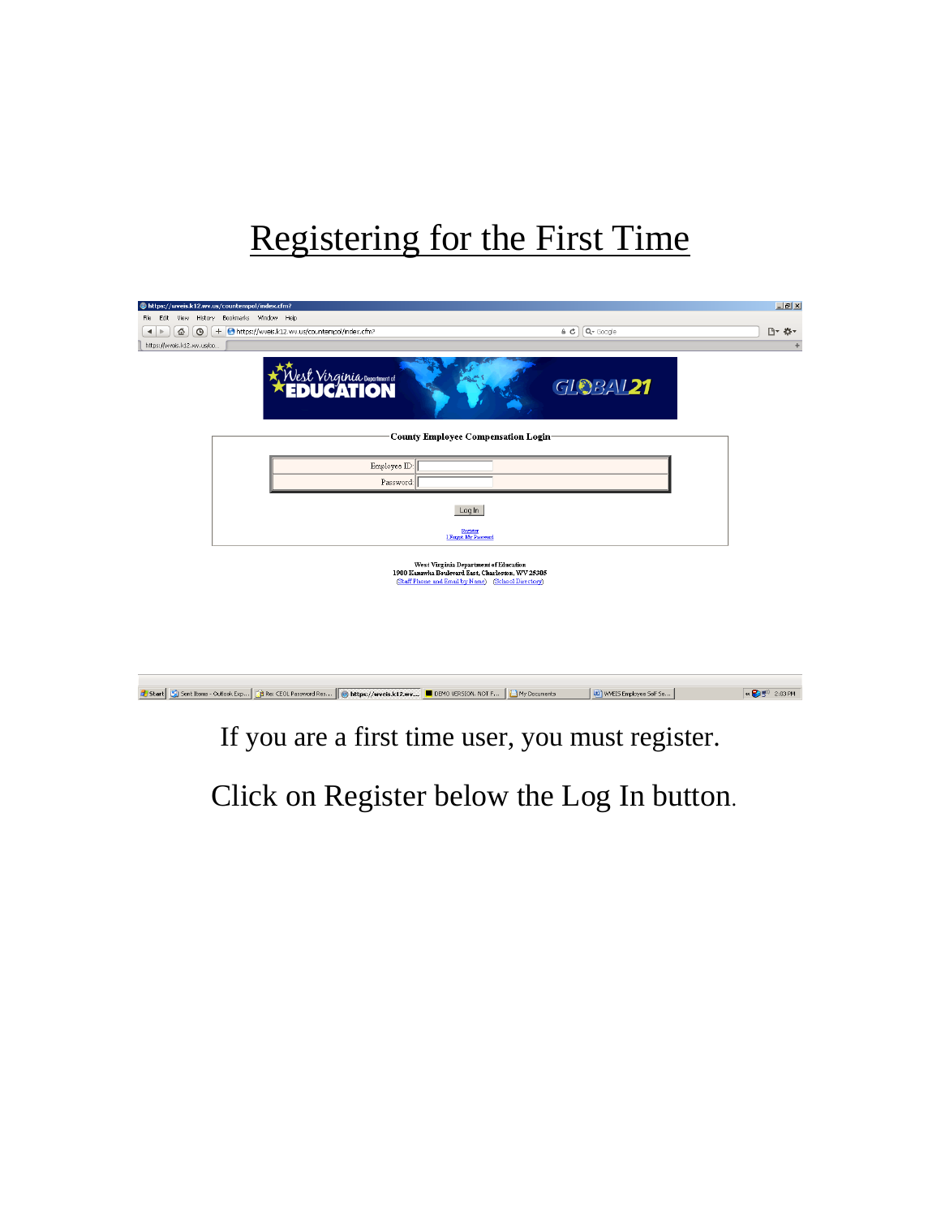# Registering for the First Time

If you are a first time user, you must register.

Click on Register below the Log In button.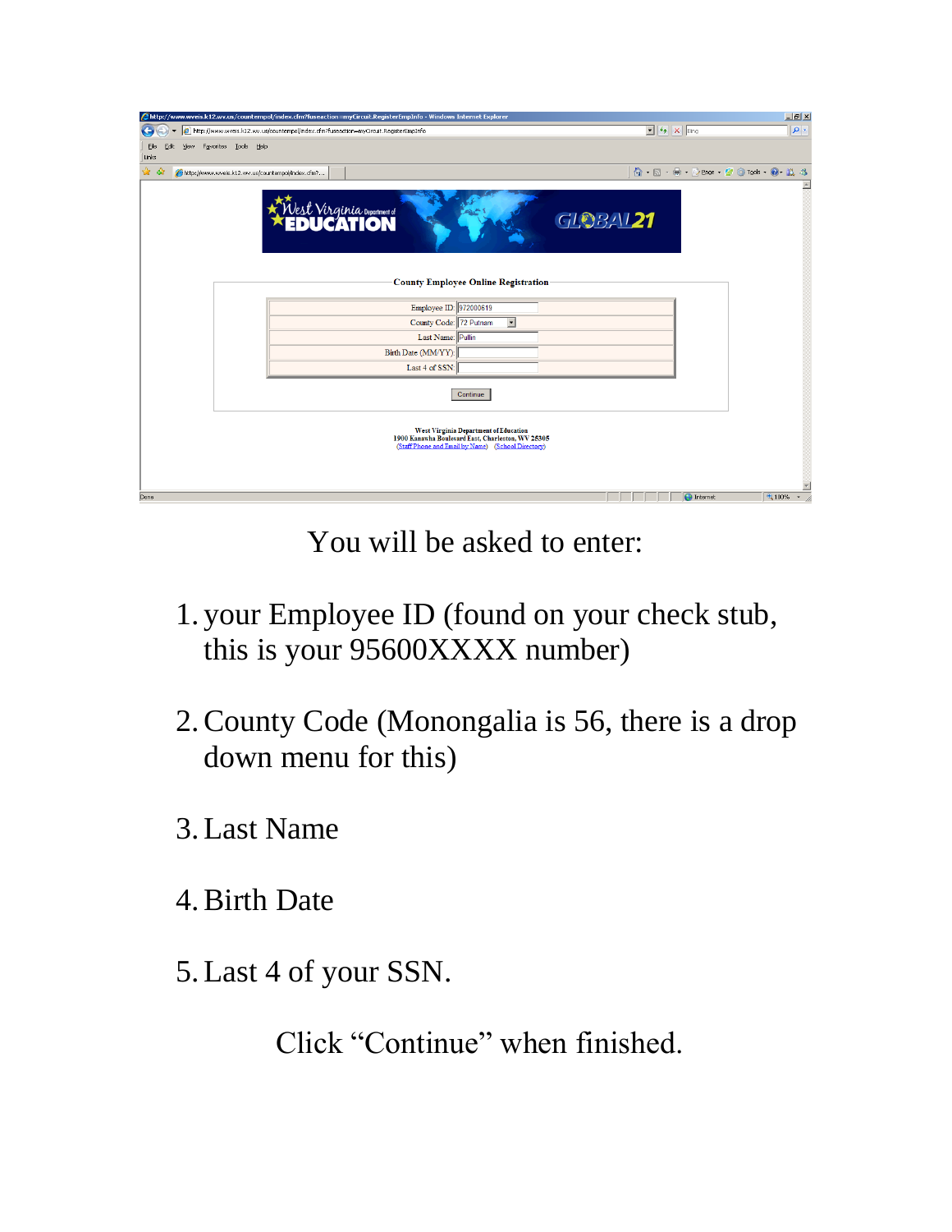You will be asked to enter:

1. your Employee ID (found on your check stub, this is your 95600XXXX number)

2. County Code (Monongalia is 56, there is a drop down menu for this)

3. Last Name

4. Birth Date

5. Last 4 of your SSN.

Click “Continue” when finished.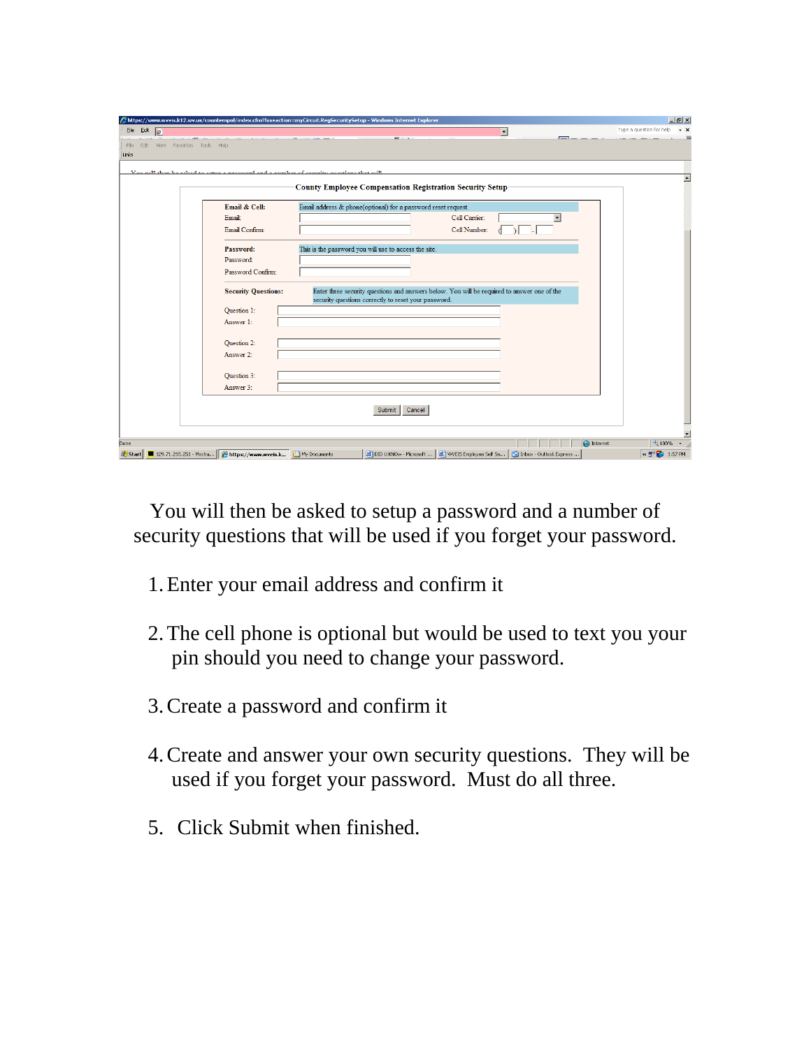You will then be asked to setup a password and a number of security questions that will be used if you forget your password.

1. Enter your email address and confirm it

2. The cell phone is optional but would be used to text you your pin should you need to change your password.

3. Create a password and confirm it

4. Create and answer your own security questions. They will be used if you forget your password. Must do all three.

5. Click Submit when finished.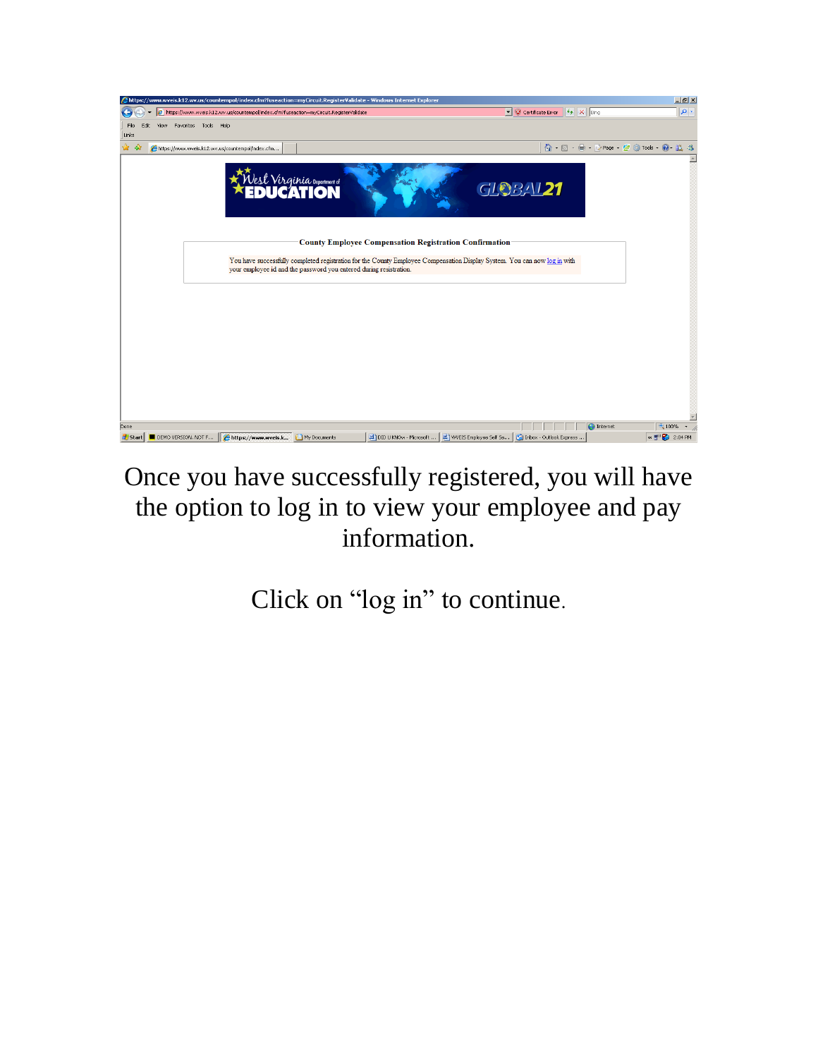Once you have successfully registered, you will have the option to log in to view your employee and pay information.

Click on “log in” to continue.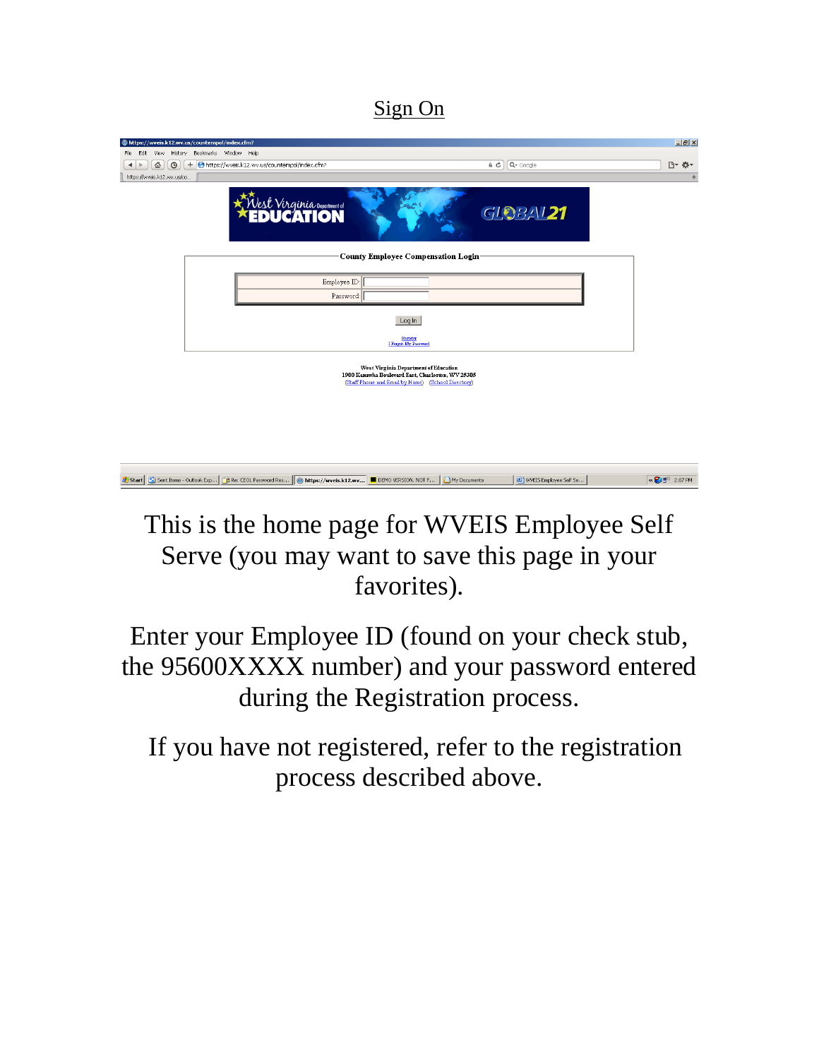# Sign On

This is the home page for WVEIS Employee Self Serve (you may want to save this page in your favorites).

Enter your Employee ID (found on your check stub, the 95600XXXX number) and your password entered during the Registration process.

If you have not registered, refer to the registration process described above.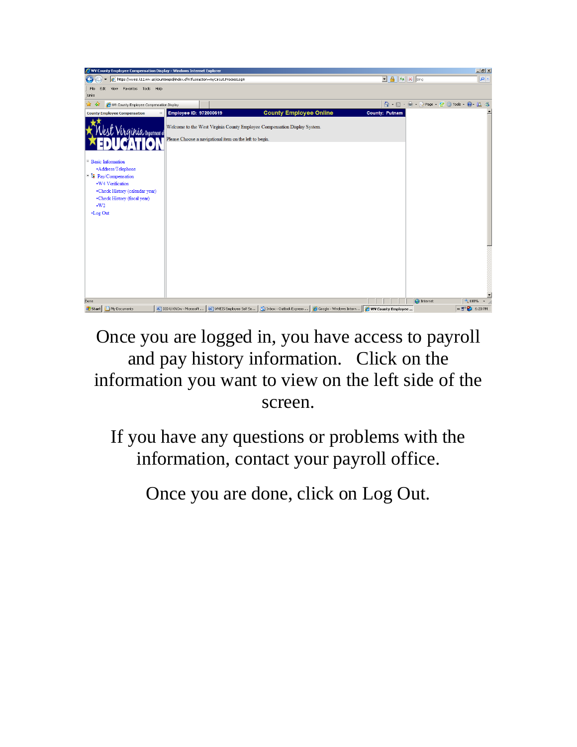Once you are logged in, you have access to payroll and pay history information. Click on the information you want to view on the left side of the screen.

If you have any questions or problems with the information, contact your payroll office.

Once you are done, click on Log Out.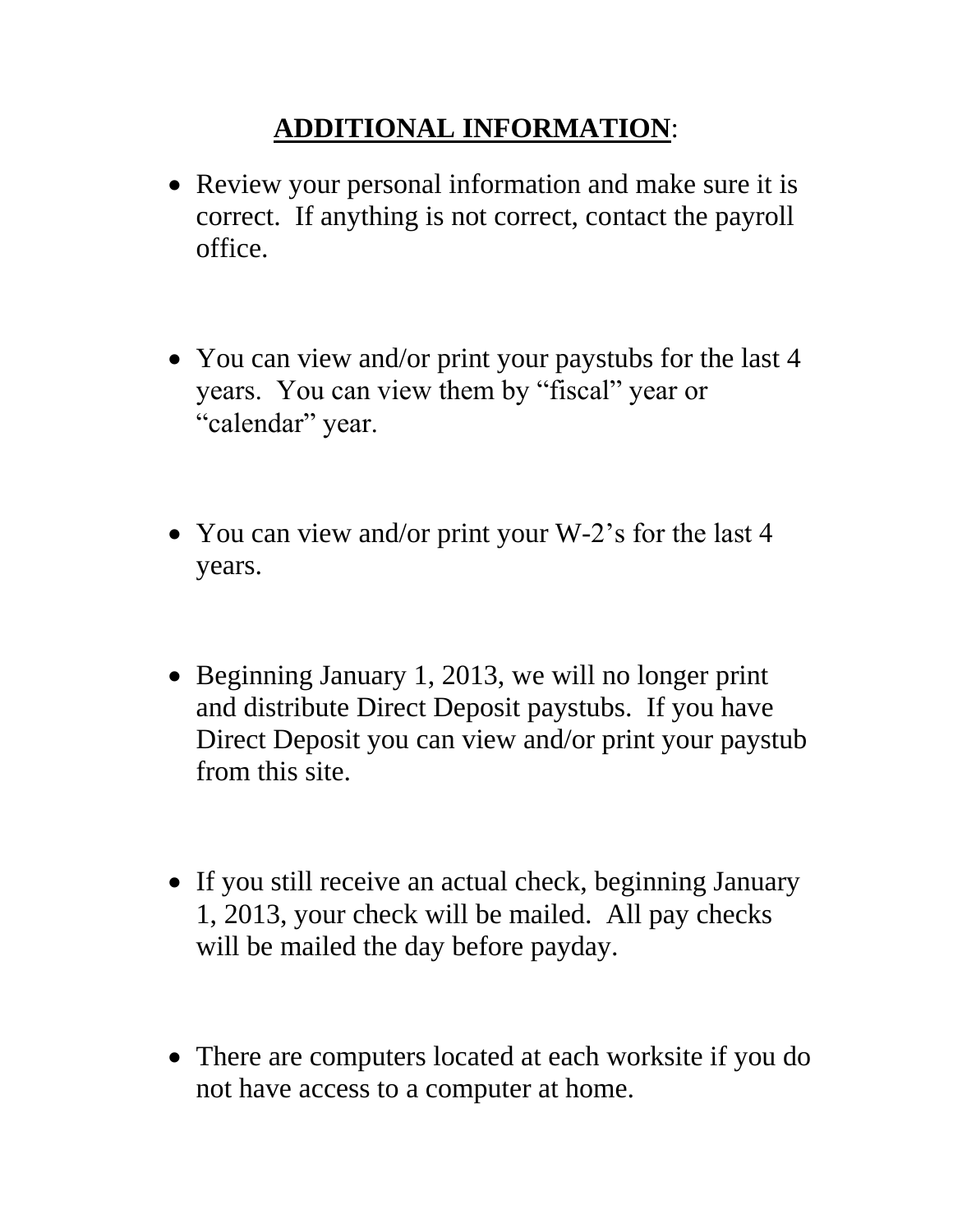# **ADDITIONAL INFORMATION**:

- Review your personal information and make sure it is correct. If anything is not correct, contact the payroll office.

- You can view and/or print your paystubs for the last 4 years. You can view them by "fiscal" year or "calendar" year.

- You can view and/or print your W-2's for the last 4 years.

- Beginning January 1, 2013, we will no longer print and distribute Direct Deposit paystubs. If you have Direct Deposit you can view and/or print your paystub from this site.

- If you still receive an actual check, beginning January 1, 2013, your check will be mailed. All pay checks will be mailed the day before payday.

- There are computers located at each worksite if you do not have access to a computer at home.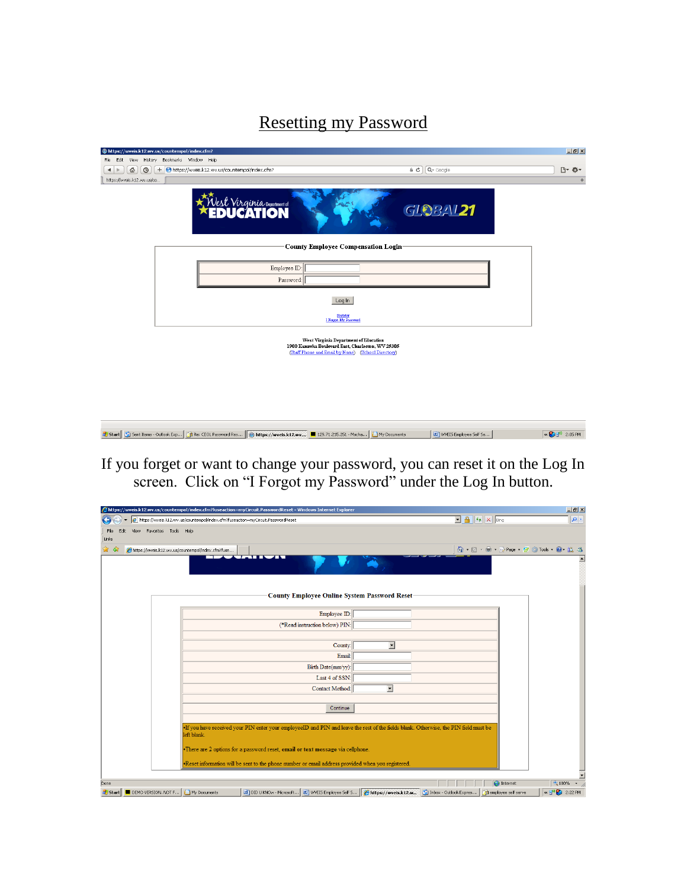# Resetting my Password

If you forget or want to change your password, you can reset it on the Log In screen. Click on “I Forgot my Password” under the Log In button.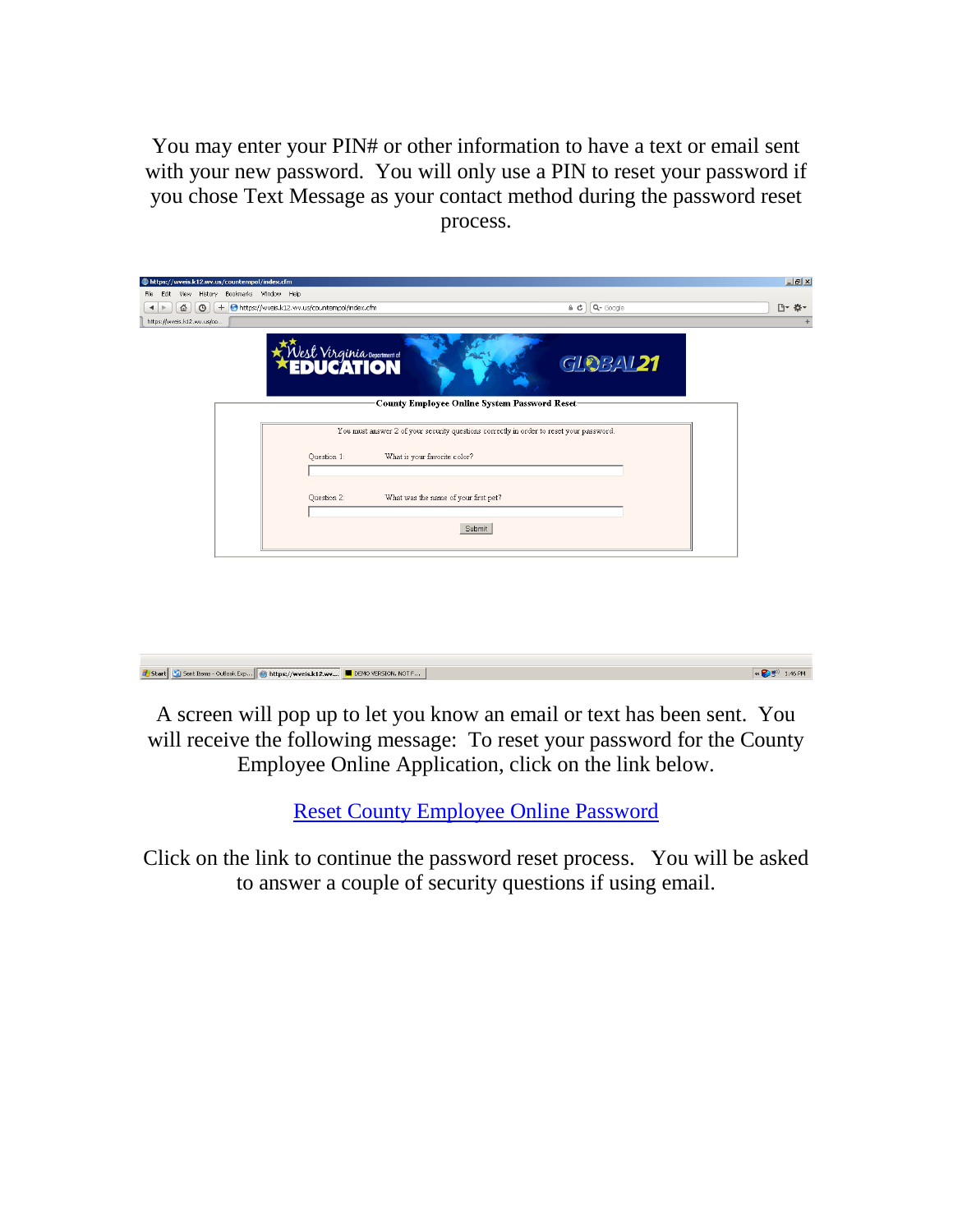You may enter your PIN# or other information to have a text or email sent with your new password. You will only use a PIN to reset your password if you chose Text Message as your contact method during the password reset process.

A screen will pop up to let you know an email or text has been sent. You will receive the following message: To reset your password for the County Employee Online Application, click on the link below.

Reset County Employee Online Password

Click on the link to continue the password reset process. You will be asked to answer a couple of security questions if using email.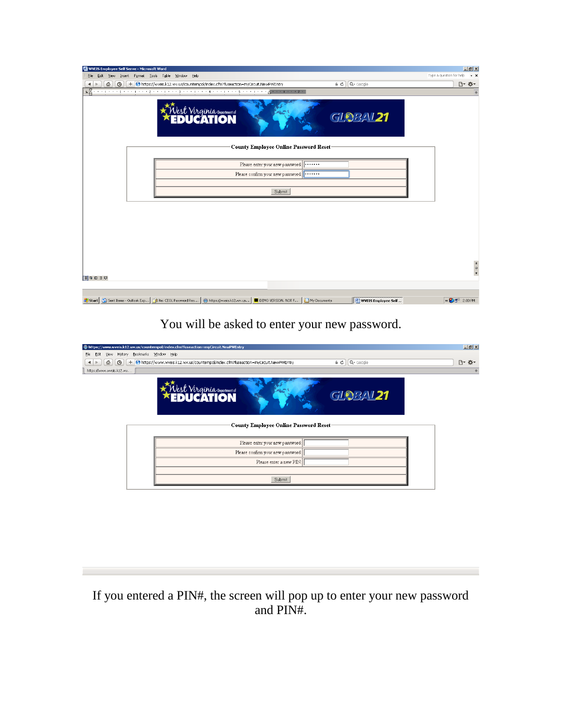You will be asked to enter your new password.

If you entered a PIN#, the screen will pop up to enter your new password and PIN#.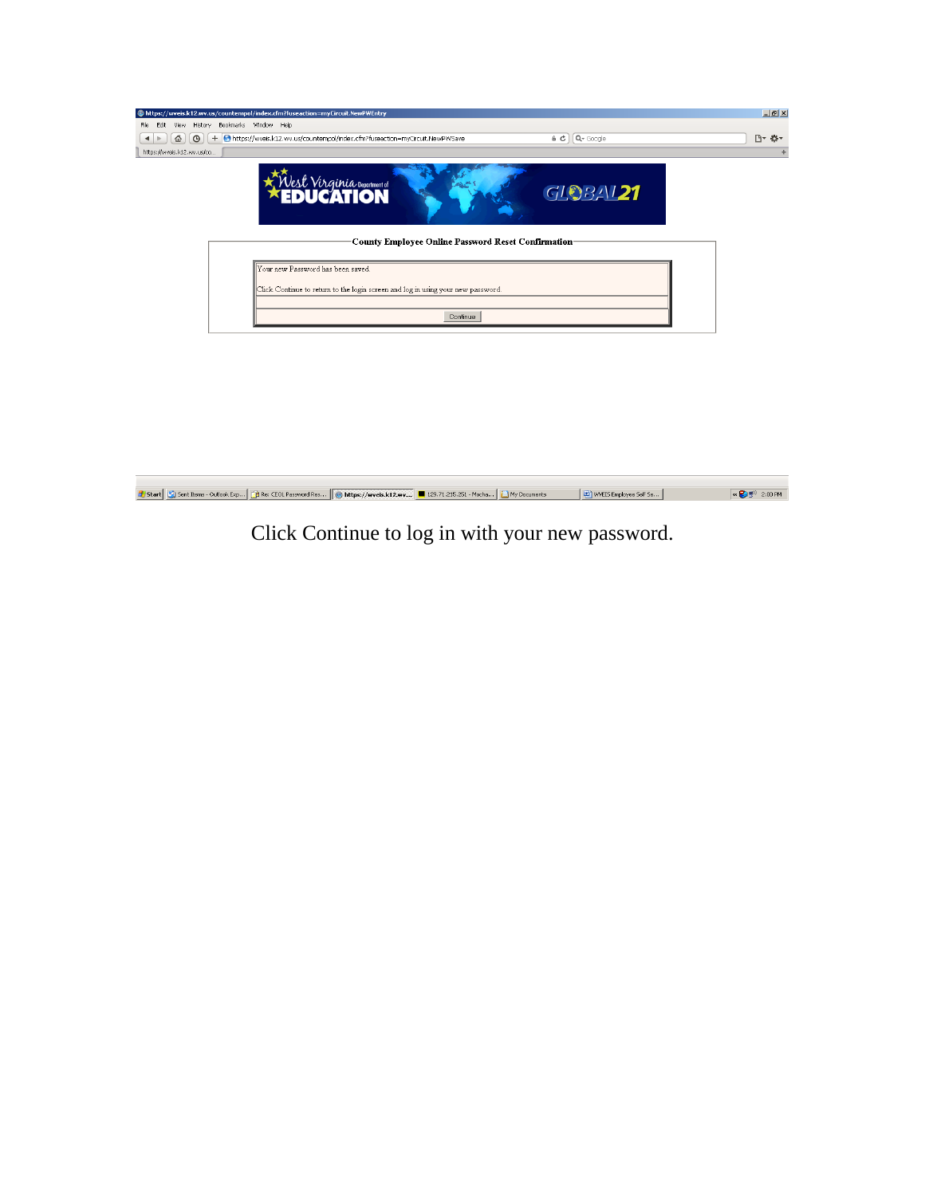County Employee Online Password Reset Confirmation

Your new Password has been saved.

Click Continue to return to the login screen and log in using your new password.

Continue

Click Continue to log in with your new password.